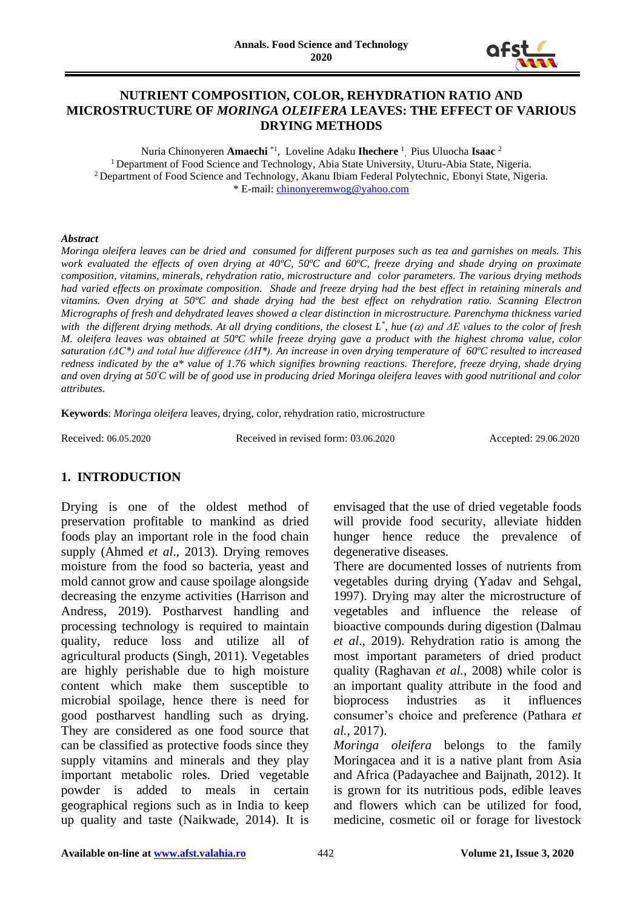# NUTRIENT COMPOSITION, COLOR, REHYDRATION RATIO AND MICROSTRUCTURE OF *MORINGA OLEIFERA* LEAVES: THE EFFECT OF VARIOUS DRYING METHODS

Nuria Chinonyeren **Amaechi** [*1], Loveline Adaku **Ihechere** [1], Pius Uluocha **Isaac** [2]

[1] Department of Food Science and Technology, Abia State University, Uturu-Abia State, Nigeria.
[2] Department of Food Science and Technology, Akanu Ibiam Federal Polytechnic, Ebonyi State, Nigeria.
* E-mail: chinonyeremwog@yahoo.com

***Abstract***

*Moringa oleifera leaves can be dried and consumed for different purposes such as tea and garnishes on meals. This work evaluated the effects of oven drying at 40ºC, 50ºC and 60ºC, freeze drying and shade drying on proximate composition, vitamins, minerals, rehydration ratio, microstructure and color parameters. The various drying methods had varied effects on proximate composition. Shade and freeze drying had the best effect in retaining minerals and vitamins. Oven drying at 50ºC and shade drying had the best effect on rehydration ratio. Scanning Electron Micrographs of fresh and dehydrated leaves showed a clear distinction in microstructure. Parenchyma thickness varied with the different drying methods. At all drying conditions, the closest $L^*$, hue ($\alpha$) and $\Delta E$ values to the color of fresh M. oleifera leaves was obtained at 50ºC while freeze drying gave a product with the highest chroma value, color saturation ($\Delta C^*$) and total hue difference ($\Delta H^*$). An increase in oven drying temperature of 60ºC resulted to increased redness indicated by the a\* value of 1.76 which signifies browning reactions. Therefore, freeze drying, shade drying and oven drying at 50°C will be of good use in producing dried Moringa oleifera leaves with good nutritional and color attributes.*

**Keywords**: *Moringa oleifera* leaves, drying, color, rehydration ratio, microstructure

Received: 06.05.2020 Received in revised form: 03.06.2020 Accepted: 29.06.2020

## 1. INTRODUCTION

Drying is one of the oldest method of preservation profitable to mankind as dried foods play an important role in the food chain supply (Ahmed *et al*., 2013). Drying removes moisture from the food so bacteria, yeast and mold cannot grow and cause spoilage alongside decreasing the enzyme activities (Harrison and Andress, 2019). Postharvest handling and processing technology is required to maintain quality, reduce loss and utilize all of agricultural products (Singh, 2011). Vegetables are highly perishable due to high moisture content which make them susceptible to microbial spoilage, hence there is need for good postharvest handling such as drying. They are considered as one food source that can be classified as protective foods since they supply vitamins and minerals and they play important metabolic roles. Dried vegetable powder is added to meals in certain geographical regions such as in India to keep up quality and taste (Naikwade, 2014). It is envisaged that the use of dried vegetable foods will provide food security, alleviate hidden hunger hence reduce the prevalence of degenerative diseases.

There are documented losses of nutrients from vegetables during drying (Yadav and Sehgal, 1997). Drying may alter the microstructure of vegetables and influence the release of bioactive compounds during digestion (Dalmau *et al*., 2019). Rehydration ratio is among the most important parameters of dried product quality (Raghavan *et al.*, 2008) while color is an important quality attribute in the food and bioprocess industries as it influences consumer's choice and preference (Pathara *et al.*, 2017).

*Moringa oleifera* belongs to the family Moringacea and it is a native plant from Asia and Africa (Padayachee and Baijnath, 2012). It is grown for its nutritious pods, edible leaves and flowers which can be utilized for food, medicine, cosmetic oil or forage for livestock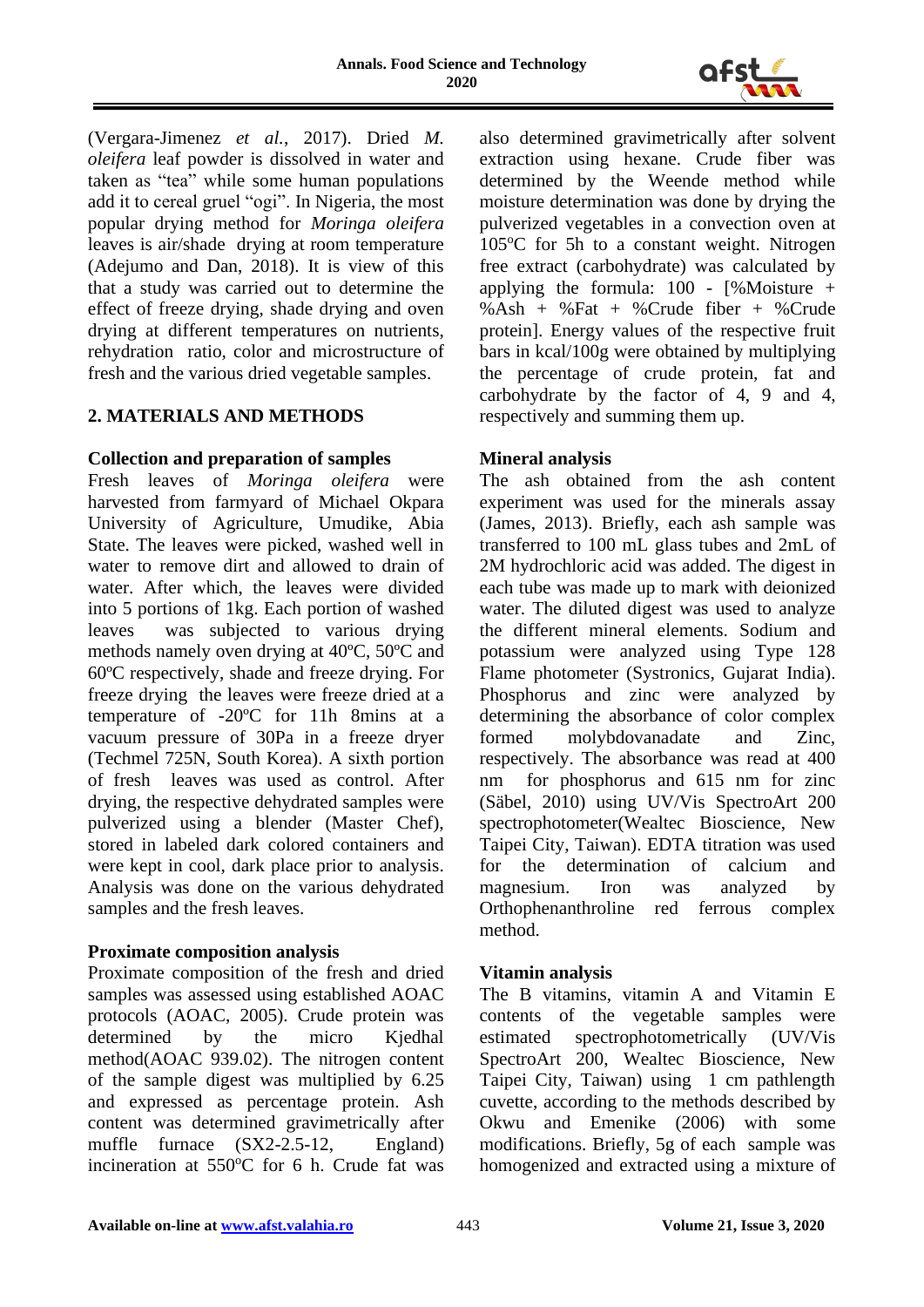(Vergara-Jimenez *et al.*, 2017). Dried *M. oleifera* leaf powder is dissolved in water and taken as "tea" while some human populations add it to cereal gruel "ogi". In Nigeria, the most popular drying method for *Moringa oleifera* leaves is air/shade drying at room temperature (Adejumo and Dan, 2018). It is view of this that a study was carried out to determine the effect of freeze drying, shade drying and oven drying at different temperatures on nutrients, rehydration ratio, color and microstructure of fresh and the various dried vegetable samples.

## 2. MATERIALS AND METHODS

### Collection and preparation of samples

Fresh leaves of *Moringa oleifera* were harvested from farmyard of Michael Okpara University of Agriculture, Umudike, Abia State. The leaves were picked, washed well in water to remove dirt and allowed to drain of water. After which, the leaves were divided into 5 portions of 1kg. Each portion of washed leaves was subjected to various drying methods namely oven drying at 40ºC, 50ºC and 60ºC respectively, shade and freeze drying. For freeze drying the leaves were freeze dried at a temperature of -20ºC for 11h 8mins at a vacuum pressure of 30Pa in a freeze dryer (Techmel 725N, South Korea). A sixth portion of fresh leaves was used as control. After drying, the respective dehydrated samples were pulverized using a blender (Master Chef), stored in labeled dark colored containers and were kept in cool, dark place prior to analysis. Analysis was done on the various dehydrated samples and the fresh leaves.

### Proximate composition analysis

Proximate composition of the fresh and dried samples was assessed using established AOAC protocols (AOAC, 2005). Crude protein was determined by the micro Kjedhal method(AOAC 939.02). The nitrogen content of the sample digest was multiplied by 6.25 and expressed as percentage protein. Ash content was determined gravimetrically after muffle furnace (SX2-2.5-12, England) incineration at 550°C for 6 h. Crude fat was also determined gravimetrically after solvent extraction using hexane. Crude fiber was determined by the Weende method while moisture determination was done by drying the pulverized vegetables in a convection oven at 105°C for 5h to a constant weight. Nitrogen free extract (carbohydrate) was calculated by applying the formula: 100 - [%Moisture + %Ash + %Fat + %Crude fiber + %Crude protein]. Energy values of the respective fruit bars in kcal/100g were obtained by multiplying the percentage of crude protein, fat and carbohydrate by the factor of 4, 9 and 4, respectively and summing them up.

### Mineral analysis

The ash obtained from the ash content experiment was used for the minerals assay (James, 2013). Briefly, each ash sample was transferred to 100 mL glass tubes and 2mL of 2M hydrochloric acid was added. The digest in each tube was made up to mark with deionized water. The diluted digest was used to analyze the different mineral elements. Sodium and potassium were analyzed using Type 128 Flame photometer (Systronics, Gujarat India). Phosphorus and zinc were analyzed by determining the absorbance of color complex formed molybdovanadate and Zinc, respectively. The absorbance was read at 400 nm for phosphorus and 615 nm for zinc (Säbel, 2010) using UV/Vis SpectroArt 200 spectrophotometer(Wealtec Bioscience, New Taipei City, Taiwan). EDTA titration was used for the determination of calcium and magnesium. Iron was analyzed by Orthophenanthroline red ferrous complex method.

### Vitamin analysis

The B vitamins, vitamin A and Vitamin E contents of the vegetable samples were estimated spectrophotometrically (UV/Vis SpectroArt 200, Wealtec Bioscience, New Taipei City, Taiwan) using 1 cm pathlength cuvette, according to the methods described by Okwu and Emenike (2006) with some modifications. Briefly, 5g of each sample was homogenized and extracted using a mixture of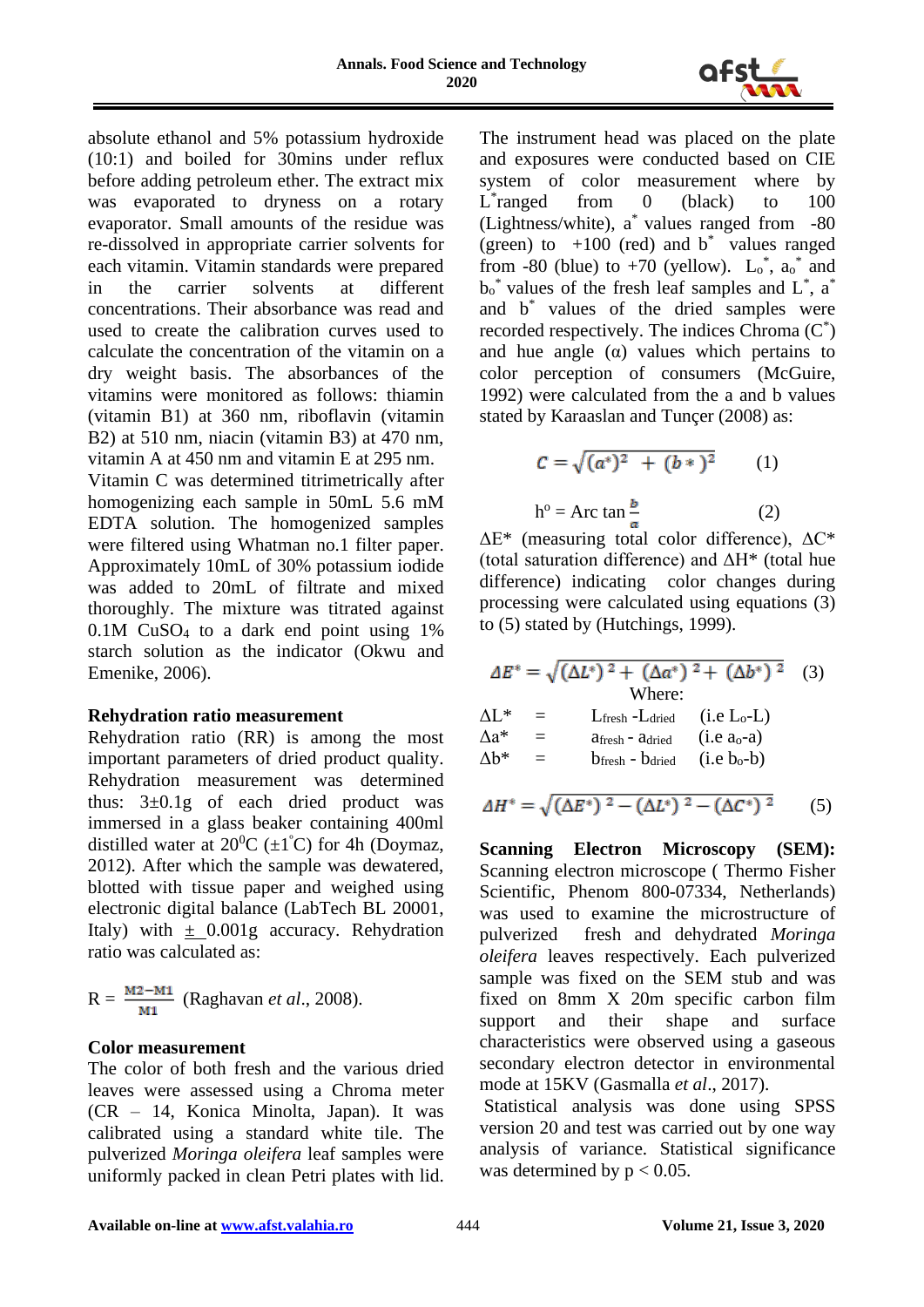absolute ethanol and 5% potassium hydroxide (10:1) and boiled for 30mins under reflux before adding petroleum ether. The extract mix was evaporated to dryness on a rotary evaporator. Small amounts of the residue was re-dissolved in appropriate carrier solvents for each vitamin. Vitamin standards were prepared in the carrier solvents at different concentrations. Their absorbance was read and used to create the calibration curves used to calculate the concentration of the vitamin on a dry weight basis. The absorbances of the vitamins were monitored as follows: thiamin (vitamin B1) at 360 nm, riboflavin (vitamin B2) at 510 nm, niacin (vitamin B3) at 470 nm, vitamin A at 450 nm and vitamin E at 295 nm.

Vitamin C was determined titrimetrically after homogenizing each sample in 50mL 5.6 mM EDTA solution. The homogenized samples were filtered using Whatman no.1 filter paper. Approximately 10mL of 30% potassium iodide was added to 20mL of filtrate and mixed thoroughly. The mixture was titrated against 0.1M $CuSO_4$ to a dark end point using 1% starch solution as the indicator (Okwu and Emenike, 2006).

**Rehydration ratio measurement**

Rehydration ratio (RR) is among the most important parameters of dried product quality. Rehydration measurement was determined thus: 3±0.1g of each dried product was immersed in a glass beaker containing 400ml distilled water at $20^0$C (±1°C) for 4h (Doymaz, 2012). After which the sample was dewatered, blotted with tissue paper and weighed using electronic digital balance (LabTech BL 20001, Italy) with ± 0.001g accuracy. Rehydration ratio was calculated as:

$$R = \frac{M2-M1}{M1}$$ (Raghavan *et al*., 2008).

**Color measurement**

The color of both fresh and the various dried leaves were assessed using a Chroma meter (CR – 14, Konica Minolta, Japan). It was calibrated using a standard white tile. The pulverized *Moringa oleifera* leaf samples were uniformly packed in clean Petri plates with lid. The instrument head was placed on the plate and exposures were conducted based on CIE system of color measurement where by $L^*$ranged from 0 (black) to 100 (Lightness/white), $a^*$ values ranged from -80 (green) to +100 (red) and $b^*$ values ranged from -80 (blue) to +70 (yellow). $L_o^*$, $a_o^*$ and $b_o^*$ values of the fresh leaf samples and $L^*$, $a^*$ and $b^*$ values of the dried samples were recorded respectively. The indices Chroma ($C^*$) and hue angle (α) values which pertains to color perception of consumers (McGuire, 1992) were calculated from the a and b values stated by Karaaslan and Tunçer (2008) as:

$$C = \sqrt{(a^*)^2 + (b*)^2} \qquad (1)$$

$$h^o = \text{Arc tan}\,\frac{b}{a} \qquad (2)$$

$\Delta E^*$ (measuring total color difference), $\Delta C^*$ (total saturation difference) and $\Delta H^*$ (total hue difference) indicating color changes during processing were calculated using equations (3) to (5) stated by (Hutchings, 1999).

$$\Delta E^* = \sqrt{(\Delta L^*)^2 + (\Delta a^*)^2 + (\Delta b^*)^2} \qquad (3)$$

Where:

$\Delta L^*$ = $L_{fresh} - L_{dried}$ (i.e $L_o$-L)

$\Delta a^*$ = $a_{fresh} - a_{dried}$ (i.e $a_o$-a)

$\Delta b^*$ = $b_{fresh} - b_{dried}$ (i.e $b_o$-b)

$$\Delta H^* = \sqrt{(\Delta E^*)^2 - (\Delta L^*)^2 - (\Delta C^*)^2} \qquad (5)$$

**Scanning Electron Microscopy (SEM):** Scanning electron microscope ( Thermo Fisher Scientific, Phenom 800-07334, Netherlands) was used to examine the microstructure of pulverized fresh and dehydrated *Moringa oleifera* leaves respectively. Each pulverized sample was fixed on the SEM stub and was fixed on 8mm X 20m specific carbon film support and their shape and surface characteristics were observed using a gaseous secondary electron detector in environmental mode at 15KV (Gasmalla *et al*., 2017).

Statistical analysis was done using SPSS version 20 and test was carried out by one way analysis of variance. Statistical significance was determined by $p < 0.05$.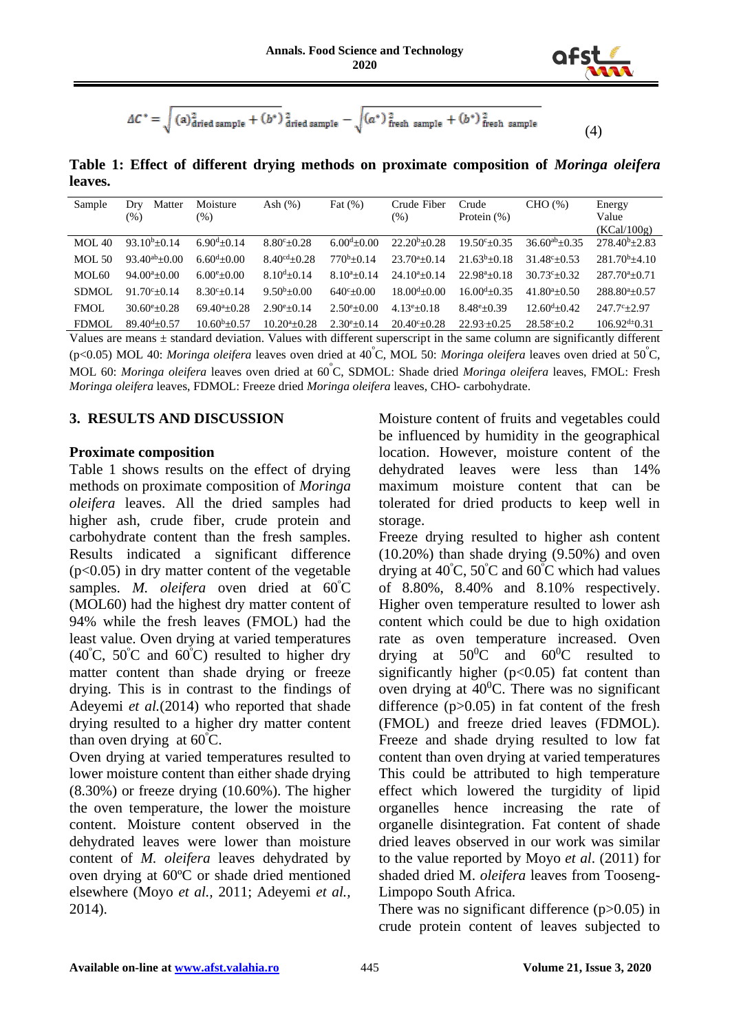$$\Delta C^* = \sqrt{(a)^2_{\text{dried sample}} + (b^*)^2_{\text{dried sample}}} - \sqrt{(a^*)^2_{\text{fresh sample}} + (b^*)^2_{\text{fresh sample}}} \quad (4)$$

**Table 1: Effect of different drying methods on proximate composition of *Moringa oleifera* leaves.**

| Sample | Dry Matter (%) | Moisture (%) | Ash (%) | Fat (%) | Crude Fiber (%) | Crude Protein (%) | CHO (%) | Energy Value (KCal/100g) |
|---|---|---|---|---|---|---|---|---|
| MOL 40 | $93.10^{b}\pm0.14$ | $6.90^{d}\pm0.14$ | $8.80^{c}\pm0.28$ | $6.00^{d}\pm0.00$ | $22.20^{b}\pm0.28$ | $19.50^{c}\pm0.35$ | $36.60^{ab}\pm0.35$ | $278.40^{b}\pm2.83$ |
| MOL 50 | $93.40^{ab}\pm0.00$ | $6.60^{d}\pm0.00$ | $8.40^{cd}\pm0.28$ | $770^{b}\pm0.14$ | $23.70^{a}\pm0.14$ | $21.63^{b}\pm0.18$ | $31.48^{c}\pm0.53$ | $281.70^{b}\pm4.10$ |
| MOL60 | $94.00^{a}\pm0.00$ | $6.00^{e}\pm0.00$ | $8.10^{d}\pm0.14$ | $8.10^{a}\pm0.14$ | $24.10^{a}\pm0.14$ | $22.98^{a}\pm0.18$ | $30.73^{c}\pm0.32$ | $287.70^{a}\pm0.71$ |
| SDMOL | $91.70^{c}\pm0.14$ | $8.30^{c}\pm0.14$ | $9.50^{b}\pm0.00$ | $640^{c}\pm0.00$ | $18.00^{d}\pm0.00$ | $16.00^{d}\pm0.35$ | $41.80^{a}\pm0.50$ | $288.80^{a}\pm0.57$ |
| FMOL | $30.60^{e}\pm0.28$ | $69.40^{a}\pm0.28$ | $2.90^{e}\pm0.14$ | $2.50^{e}\pm0.00$ | $4.13^{e}\pm0.18$ | $8.48^{e}\pm0.39$ | $12.60^{d}\pm0.42$ | $247.7^{c}\pm2.97$ |
| FDMOL | $89.40^{d}\pm0.57$ | $10.60^{b}\pm0.57$ | $10.20^{a}\pm0.28$ | $2.30^{e}\pm0.14$ | $20.40^{c}\pm0.28$ | $22.93\pm0.25$ | $28.58^{c}\pm0.2$ | $106.92^{d}\pm0.31$ |

Values are means ± standard deviation. Values with different superscript in the same column are significantly different ($p<0.05$) MOL 40: *Moringa oleifera* leaves oven dried at 40°C, MOL 50: *Moringa oleifera* leaves oven dried at 50°C, MOL 60: *Moringa oleifera* leaves oven dried at 60°C, SDMOL: Shade dried *Moringa oleifera* leaves, FMOL: Fresh *Moringa oleifera* leaves, FDMOL: Freeze dried *Moringa oleifera* leaves, CHO- carbohydrate.

## 3. RESULTS AND DISCUSSION

### Proximate composition

Table 1 shows results on the effect of drying methods on proximate composition of *Moringa oleifera* leaves. All the dried samples had higher ash, crude fiber, crude protein and carbohydrate content than the fresh samples. Results indicated a significant difference ($p<0.05$) in dry matter content of the vegetable samples. *M. oleifera* oven dried at 60°C (MOL60) had the highest dry matter content of 94% while the fresh leaves (FMOL) had the least value. Oven drying at varied temperatures (40°C, 50°C and 60°C) resulted to higher dry matter content than shade drying or freeze drying. This is in contrast to the findings of Adeyemi *et al.*(2014) who reported that shade drying resulted to a higher dry matter content than oven drying at 60°C.

Oven drying at varied temperatures resulted to lower moisture content than either shade drying (8.30%) or freeze drying (10.60%). The higher the oven temperature, the lower the moisture content. Moisture content observed in the dehydrated leaves were lower than moisture content of *M. oleifera* leaves dehydrated by oven drying at 60ºC or shade dried mentioned elsewhere (Moyo *et al.,* 2011; Adeyemi *et al.,* 2014).

Moisture content of fruits and vegetables could be influenced by humidity in the geographical location. However, moisture content of the dehydrated leaves were less than 14% maximum moisture content that can be tolerated for dried products to keep well in storage.

Freeze drying resulted to higher ash content (10.20%) than shade drying (9.50%) and oven drying at 40°C, 50°C and 60°C which had values of 8.80%, 8.40% and 8.10% respectively. Higher oven temperature resulted to lower ash content which could be due to high oxidation rate as oven temperature increased. Oven drying at $50^{0}$C and $60^{0}$C resulted to significantly higher ($p<0.05$) fat content than oven drying at $40^{0}$C. There was no significant difference ($p>0.05$) in fat content of the fresh (FMOL) and freeze dried leaves (FDMOL). Freeze and shade drying resulted to low fat content than oven drying at varied temperatures This could be attributed to high temperature effect which lowered the turgidity of lipid organelles hence increasing the rate of organelle disintegration. Fat content of shade dried leaves observed in our work was similar to the value reported by Moyo *et al*. (2011) for shaded dried M. *oleifera* leaves from Tooseng-Limpopo South Africa.

There was no significant difference ($p>0.05$) in crude protein content of leaves subjected to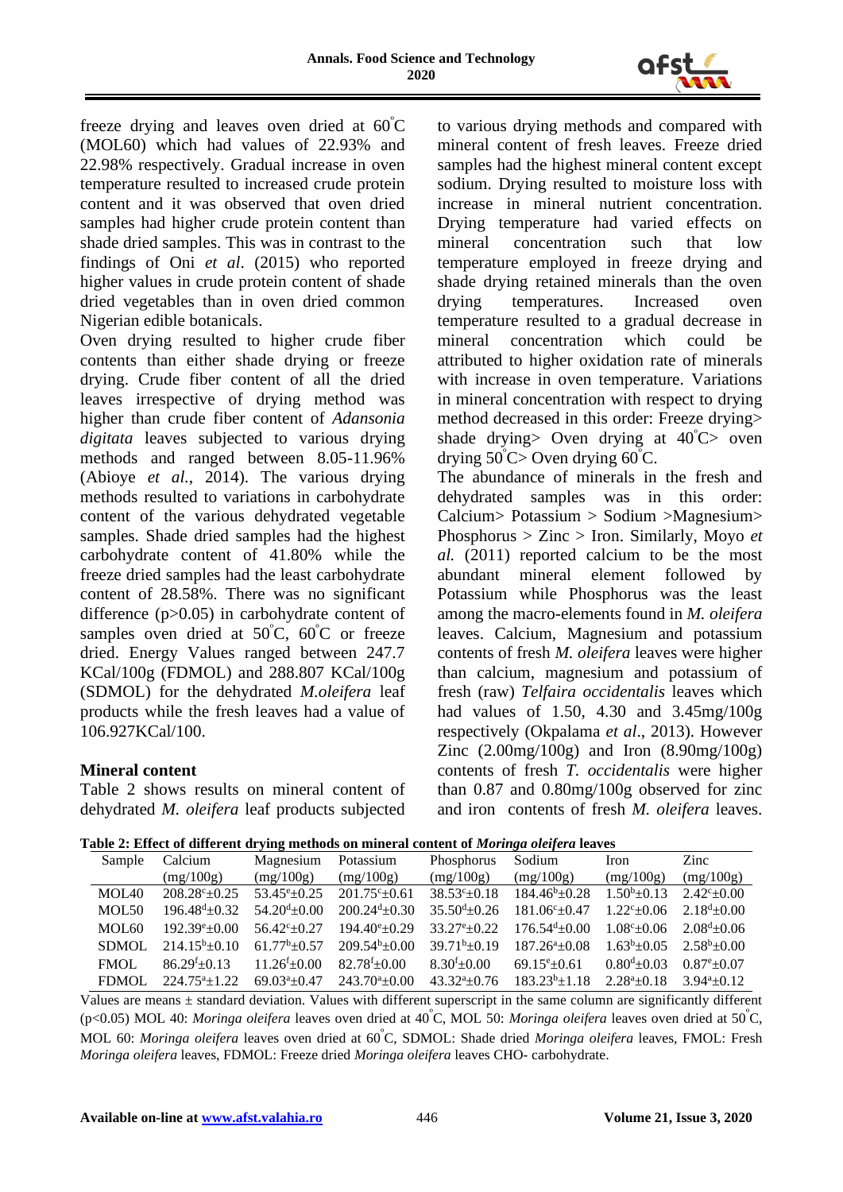freeze drying and leaves oven dried at 60°C (MOL60) which had values of 22.93% and 22.98% respectively. Gradual increase in oven temperature resulted to increased crude protein content and it was observed that oven dried samples had higher crude protein content than shade dried samples. This was in contrast to the findings of Oni *et al*. (2015) who reported higher values in crude protein content of shade dried vegetables than in oven dried common Nigerian edible botanicals.

Oven drying resulted to higher crude fiber contents than either shade drying or freeze drying. Crude fiber content of all the dried leaves irrespective of drying method was higher than crude fiber content of *Adansonia digitata* leaves subjected to various drying methods and ranged between 8.05-11.96% (Abioye *et al.*, 2014). The various drying methods resulted to variations in carbohydrate content of the various dehydrated vegetable samples. Shade dried samples had the highest carbohydrate content of 41.80% while the freeze dried samples had the least carbohydrate content of 28.58%. There was no significant difference ($p>0.05$) in carbohydrate content of samples oven dried at 50°C, 60°C or freeze dried. Energy Values ranged between 247.7 KCal/100g (FDMOL) and 288.807 KCal/100g (SDMOL) for the dehydrated *M.oleifera* leaf products while the fresh leaves had a value of 106.927KCal/100.

## Mineral content

Table 2 shows results on mineral content of dehydrated *M. oleifera* leaf products subjected to various drying methods and compared with mineral content of fresh leaves. Freeze dried samples had the highest mineral content except sodium. Drying resulted to moisture loss with increase in mineral nutrient concentration. Drying temperature had varied effects on mineral concentration such that low temperature employed in freeze drying and shade drying retained minerals than the oven drying temperatures. Increased oven temperature resulted to a gradual decrease in mineral concentration which could be attributed to higher oxidation rate of minerals with increase in oven temperature. Variations in mineral concentration with respect to drying method decreased in this order: Freeze drying> shade drying> Oven drying at 40°C> oven drying 50°C> Oven drying 60°C.

The abundance of minerals in the fresh and dehydrated samples was in this order: Calcium> Potassium > Sodium >Magnesium> Phosphorus > Zinc > Iron. Similarly, Moyo *et al.* (2011) reported calcium to be the most abundant mineral element followed by Potassium while Phosphorus was the least among the macro-elements found in *M. oleifera* leaves. Calcium, Magnesium and potassium contents of fresh *M. oleifera* leaves were higher than calcium, magnesium and potassium of fresh (raw) *Telfaira occidentalis* leaves which had values of 1.50, 4.30 and 3.45mg/100g respectively (Okpalama *et al*., 2013). However Zinc (2.00mg/100g) and Iron (8.90mg/100g) contents of fresh *T. occidentalis* were higher than 0.87 and 0.80mg/100g observed for zinc and iron contents of fresh *M. oleifera* leaves.

**Table 2: Effect of different drying methods on mineral content of *Moringa oleifera* leaves**

| Sample | Calcium (mg/100g) | Magnesium (mg/100g) | Potassium (mg/100g) | Phosphorus (mg/100g) | Sodium (mg/100g) | Iron (mg/100g) | Zinc (mg/100g) |
|---|---|---|---|---|---|---|---|
| MOL40 | $208.28^{c}\pm0.25$ | $53.45^{e}\pm0.25$ | $201.75^{c}\pm0.61$ | $38.53^{c}\pm0.18$ | $184.46^{b}\pm0.28$ | $1.50^{b}\pm0.13$ | $2.42^{c}\pm0.00$ |
| MOL50 | $196.48^{d}\pm0.32$ | $54.20^{d}\pm0.00$ | $200.24^{d}\pm0.30$ | $35.50^{d}\pm0.26$ | $181.06^{c}\pm0.47$ | $1.22^{c}\pm0.06$ | $2.18^{d}\pm0.00$ |
| MOL60 | $192.39^{e}\pm0.00$ | $56.42^{c}\pm0.27$ | $194.40^{e}\pm0.29$ | $33.27^{e}\pm0.22$ | $176.54^{d}\pm0.00$ | $1.08^{c}\pm0.06$ | $2.08^{d}\pm0.06$ |
| SDMOL | $214.15^{b}\pm0.10$ | $61.77^{b}\pm0.57$ | $209.54^{b}\pm0.00$ | $39.71^{b}\pm0.19$ | $187.26^{a}\pm0.08$ | $1.63^{b}\pm0.05$ | $2.58^{b}\pm0.00$ |
| FMOL | $86.29^{f}\pm0.13$ | $11.26^{f}\pm0.00$ | $82.78^{f}\pm0.00$ | $8.30^{f}\pm0.00$ | $69.15^{e}\pm0.61$ | $0.80^{d}\pm0.03$ | $0.87^{e}\pm0.07$ |
| FDMOL | $224.75^{a}\pm1.22$ | $69.03^{a}\pm0.47$ | $243.70^{a}\pm0.00$ | $43.32^{a}\pm0.76$ | $183.23^{b}\pm1.18$ | $2.28^{a}\pm0.18$ | $3.94^{a}\pm0.12$ |

Values are means ± standard deviation. Values with different superscript in the same column are significantly different ($p<0.05$) MOL 40: *Moringa oleifera* leaves oven dried at 40°C, MOL 50: *Moringa oleifera* leaves oven dried at 50°C, MOL 60: *Moringa oleifera* leaves oven dried at 60°C, SDMOL: Shade dried *Moringa oleifera* leaves, FMOL: Fresh *Moringa oleifera* leaves, FDMOL: Freeze dried *Moringa oleifera* leaves CHO- carbohydrate.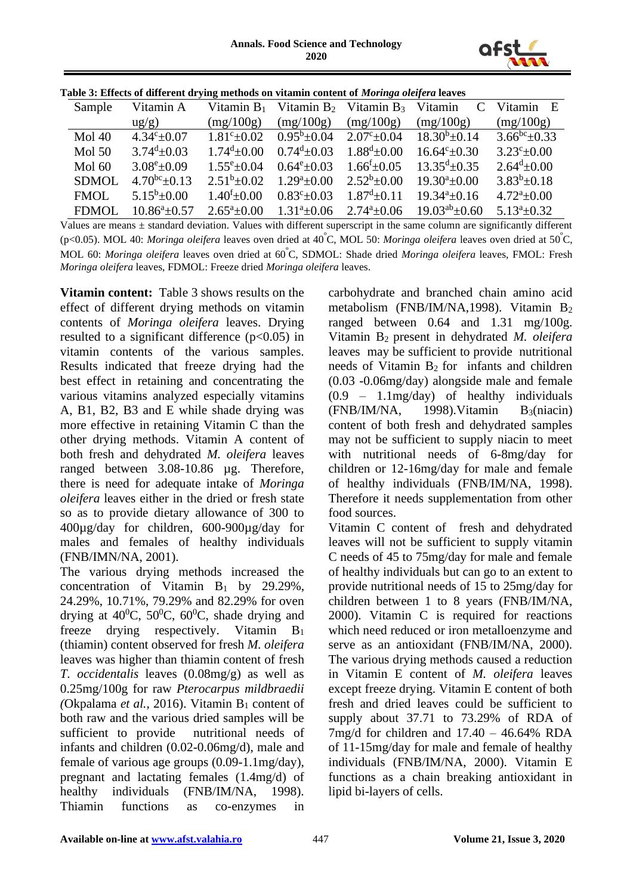**Table 3: Effects of different drying methods on vitamin content of *Moringa oleifera* leaves**

| Sample | Vitamin A (ug/g) | Vitamin $B_1$ (mg/100g) | Vitamin $B_2$ (mg/100g) | Vitamin $B_3$ (mg/100g) | Vitamin C (mg/100g) | Vitamin E (mg/100g) |
|---|---|---|---|---|---|---|
| Mol 40 | $4.34^{c}\pm0.07$ | $1.81^{c}\pm0.02$ | $0.95^{b}\pm0.04$ | $2.07^{c}\pm0.04$ | $18.30^{b}\pm0.14$ | $3.66^{bc}\pm0.33$ |
| Mol 50 | $3.74^{d}\pm0.03$ | $1.74^{d}\pm0.00$ | $0.74^{d}\pm0.03$ | $1.88^{d}\pm0.00$ | $16.64^{c}\pm0.30$ | $3.23^{c}\pm0.00$ |
| Mol 60 | $3.08^{e}\pm0.09$ | $1.55^{e}\pm0.04$ | $0.64^{e}\pm0.03$ | $1.66^{f}\pm0.05$ | $13.35^{d}\pm0.35$ | $2.64^{d}\pm0.00$ |
| SDMOL | $4.70^{bc}\pm0.13$ | $2.51^{b}\pm0.02$ | $1.29^{a}\pm0.00$ | $2.52^{b}\pm0.00$ | $19.30^{a}\pm0.00$ | $3.83^{b}\pm0.18$ |
| FMOL | $5.15^{b}\pm0.00$ | $1.40^{f}\pm0.00$ | $0.83^{c}\pm0.03$ | $1.87^{d}\pm0.11$ | $19.34^{a}\pm0.16$ | $4.72^{a}\pm0.00$ |
| FDMOL | $10.86^{a}\pm0.57$ | $2.65^{a}\pm0.00$ | $1.31^{a}\pm0.06$ | $2.74^{a}\pm0.06$ | $19.03^{ab}\pm0.60$ | $5.13^{a}\pm0.32$ |

Values are means ± standard deviation. Values with different superscript in the same column are significantly different ($p<0.05$). MOL 40: *Moringa oleifera* leaves oven dried at 40°C, MOL 50: *Moringa oleifera* leaves oven dried at 50°C, MOL 60: *Moringa oleifera* leaves oven dried at 60°C, SDMOL: Shade dried *Moringa oleifera* leaves, FMOL: Fresh *Moringa oleifera* leaves, FDMOL: Freeze dried *Moringa oleifera* leaves.

**Vitamin content:** Table 3 shows results on the effect of different drying methods on vitamin contents of *Moringa oleifera* leaves. Drying resulted to a significant difference ($p<0.05$) in vitamin contents of the various samples. Results indicated that freeze drying had the best effect in retaining and concentrating the various vitamins analyzed especially vitamins A, B1, B2, B3 and E while shade drying was more effective in retaining Vitamin C than the other drying methods. Vitamin A content of both fresh and dehydrated *M. oleifera* leaves ranged between 3.08-10.86 µg. Therefore, there is need for adequate intake of *Moringa oleifera* leaves either in the dried or fresh state so as to provide dietary allowance of 300 to 400µg/day for children, 600-900µg/day for males and females of healthy individuals (FNB/IMN/NA, 2001).

The various drying methods increased the concentration of Vitamin $B_1$ by 29.29%, 24.29%, 10.71%, 79.29% and 82.29% for oven drying at 40°C, 50°C, 60°C, shade drying and freeze drying respectively. Vitamin $B_1$ (thiamin) content observed for fresh *M. oleifera* leaves was higher than thiamin content of fresh *T. occidentalis* leaves (0.08mg/g) as well as 0.25mg/100g for raw *Pterocarpus mildbraedii (*Okpalama *et al.*, 2016). Vitamin $B_1$ content of both raw and the various dried samples will be sufficient to provide nutritional needs of infants and children (0.02-0.06mg/d), male and female of various age groups (0.09-1.1mg/day), pregnant and lactating females (1.4mg/d) of healthy individuals (FNB/IM/NA, 1998). Thiamin functions as co-enzymes in carbohydrate and branched chain amino acid metabolism (FNB/IM/NA,1998). Vitamin $B_2$ ranged between 0.64 and 1.31 mg/100g. Vitamin $B_2$ present in dehydrated *M. oleifera* leaves may be sufficient to provide nutritional needs of Vitamin $B_2$ for infants and children (0.03 -0.06mg/day) alongside male and female (0.9 – 1.1mg/day) of healthy individuals (FNB/IM/NA, 1998).Vitamin $B_3$(niacin) content of both fresh and dehydrated samples may not be sufficient to supply niacin to meet with nutritional needs of 6-8mg/day for children or 12-16mg/day for male and female of healthy individuals (FNB/IM/NA, 1998). Therefore it needs supplementation from other food sources.

Vitamin C content of fresh and dehydrated leaves will not be sufficient to supply vitamin C needs of 45 to 75mg/day for male and female of healthy individuals but can go to an extent to provide nutritional needs of 15 to 25mg/day for children between 1 to 8 years (FNB/IM/NA, 2000). Vitamin C is required for reactions which need reduced or iron metalloenzyme and serve as an antioxidant (FNB/IM/NA, 2000). The various drying methods caused a reduction in Vitamin E content of *M. oleifera* leaves except freeze drying. Vitamin E content of both fresh and dried leaves could be sufficient to supply about 37.71 to 73.29% of RDA of 7mg/d for children and 17.40 – 46.64% RDA of 11-15mg/day for male and female of healthy individuals (FNB/IM/NA, 2000). Vitamin E functions as a chain breaking antioxidant in lipid bi-layers of cells.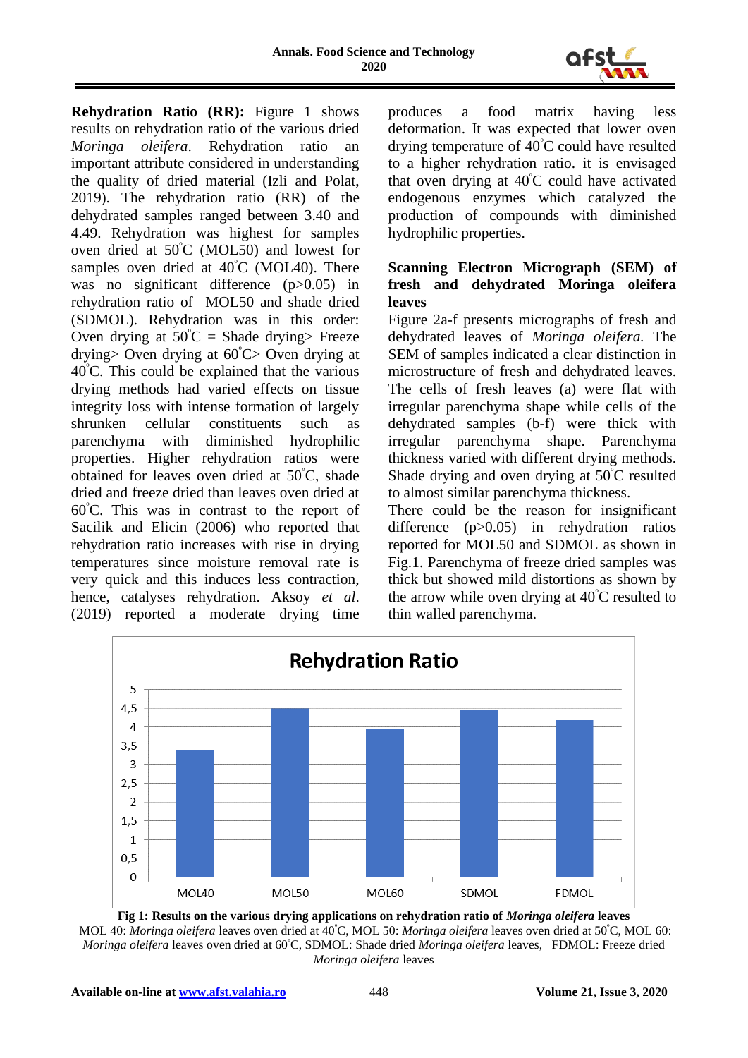**Rehydration Ratio (RR):** Figure 1 shows results on rehydration ratio of the various dried *Moringa oleifera*. Rehydration ratio an important attribute considered in understanding the quality of dried material (Izli and Polat, 2019). The rehydration ratio (RR) of the dehydrated samples ranged between 3.40 and 4.49. Rehydration was highest for samples oven dried at 50°C (MOL50) and lowest for samples oven dried at 40°C (MOL40). There was no significant difference ($p>0.05$) in rehydration ratio of MOL50 and shade dried (SDMOL). Rehydration was in this order: Oven drying at 50°C = Shade drying> Freeze drying> Oven drying at 60°C> Oven drying at 40°C. This could be explained that the various drying methods had varied effects on tissue integrity loss with intense formation of largely shrunken cellular constituents such as parenchyma with diminished hydrophilic properties. Higher rehydration ratios were obtained for leaves oven dried at 50°C, shade dried and freeze dried than leaves oven dried at 60°C. This was in contrast to the report of Sacilik and Elicin (2006) who reported that rehydration ratio increases with rise in drying temperatures since moisture removal rate is very quick and this induces less contraction, hence, catalyses rehydration. Aksoy *et al*. (2019) reported a moderate drying time produces a food matrix having less deformation. It was expected that lower oven drying temperature of 40°C could have resulted to a higher rehydration ratio. it is envisaged that oven drying at 40°C could have activated endogenous enzymes which catalyzed the production of compounds with diminished hydrophilic properties.

**Scanning Electron Micrograph (SEM) of fresh and dehydrated Moringa oleifera leaves**

Figure 2a-f presents micrographs of fresh and dehydrated leaves of *Moringa oleifera.* The SEM of samples indicated a clear distinction in microstructure of fresh and dehydrated leaves. The cells of fresh leaves (a) were flat with irregular parenchyma shape while cells of the dehydrated samples (b-f) were thick with irregular parenchyma shape. Parenchyma thickness varied with different drying methods. Shade drying and oven drying at 50°C resulted to almost similar parenchyma thickness.

There could be the reason for insignificant difference ($p>0.05$) in rehydration ratios reported for MOL50 and SDMOL as shown in Fig.1. Parenchyma of freeze dried samples was thick but showed mild distortions as shown by the arrow while oven drying at 40°C resulted to thin walled parenchyma.

**Fig 1: Results on the various drying applications on rehydration ratio of *Moringa oleifera* leaves**

MOL 40: *Moringa oleifera* leaves oven dried at 40°C, MOL 50: *Moringa oleifera* leaves oven dried at 50°C, MOL 60: *Moringa oleifera* leaves oven dried at 60°C, SDMOL: Shade dried *Moringa oleifera* leaves, FDMOL: Freeze dried *Moringa oleifera* leaves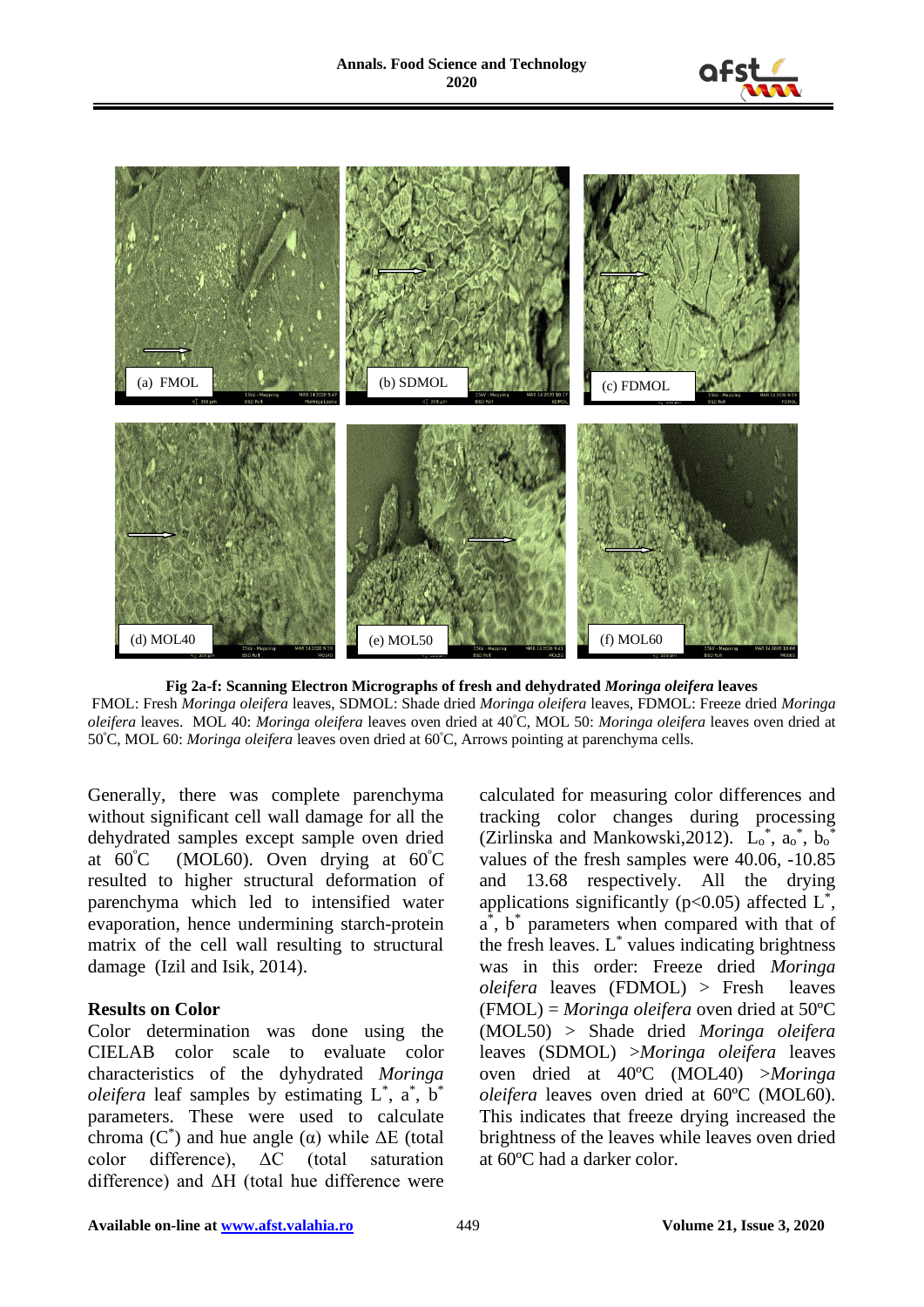**Fig 2a-f: Scanning Electron Micrographs of fresh and dehydrated *Moringa oleifera* leaves**

FMOL: Fresh *Moringa oleifera* leaves, SDMOL: Shade dried *Moringa oleifera* leaves, FDMOL: Freeze dried *Moringa oleifera* leaves. MOL 40: *Moringa oleifera* leaves oven dried at 40°C, MOL 50: *Moringa oleifera* leaves oven dried at 50°C, MOL 60: *Moringa oleifera* leaves oven dried at 60°C, Arrows pointing at parenchyma cells.

Generally, there was complete parenchyma without significant cell wall damage for all the dehydrated samples except sample oven dried at 60°C (MOL60). Oven drying at 60°C resulted to higher structural deformation of parenchyma which led to intensified water evaporation, hence undermining starch-protein matrix of the cell wall resulting to structural damage (Izil and Isik, 2014).

### Results on Color

Color determination was done using the CIELAB color scale to evaluate color characteristics of the dyhydrated *Moringa oleifera* leaf samples by estimating $L^*$, $a^*$, $b^*$ parameters. These were used to calculate chroma ($C^*$) and hue angle (α) while ΔE (total color difference), ΔC (total saturation difference) and ΔH (total hue difference were calculated for measuring color differences and tracking color changes during processing (Zirlinska and Mankowski,2012). $L_o^*$, $a_o^*$, $b_o^*$ values of the fresh samples were 40.06, -10.85 and 13.68 respectively. All the drying applications significantly ($p<0.05$) affected $L^*$, $a^*$, $b^*$ parameters when compared with that of the fresh leaves. $L^*$ values indicating brightness was in this order: Freeze dried *Moringa oleifera* leaves (FDMOL) > Fresh leaves (FMOL) = *Moringa oleifera* oven dried at 50ºC (MOL50) > Shade dried *Moringa oleifera* leaves (SDMOL) >*Moringa oleifera* leaves oven dried at 40ºC (MOL40) >*Moringa oleifera* leaves oven dried at 60ºC (MOL60). This indicates that freeze drying increased the brightness of the leaves while leaves oven dried at 60ºC had a darker color.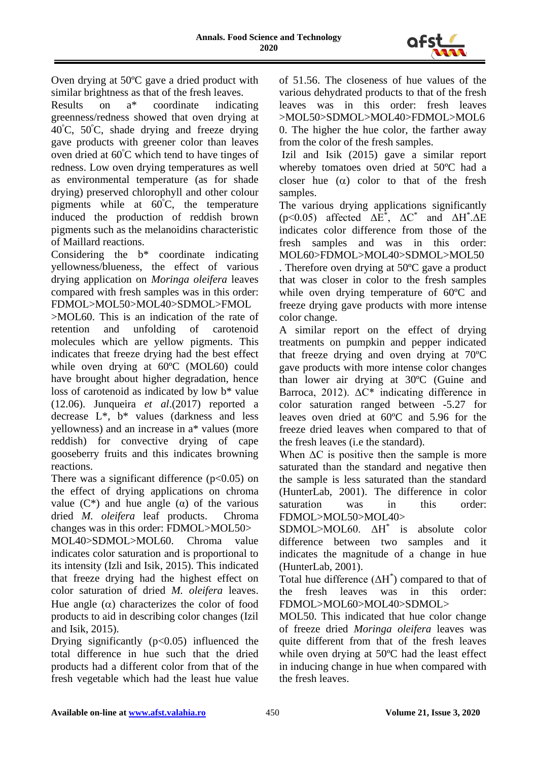Oven drying at 50ºC gave a dried product with similar brightness as that of the fresh leaves.

Results on a* coordinate indicating greenness/redness showed that oven drying at 40°C, 50°C, shade drying and freeze drying gave products with greener color than leaves oven dried at 60°C which tend to have tinges of redness. Low oven drying temperatures as well as environmental temperature (as for shade drying) preserved chlorophyll and other colour pigments while at 60°C, the temperature induced the production of reddish brown pigments such as the melanoidins characteristic of Maillard reactions.

Considering the b* coordinate indicating yellowness/blueness, the effect of various drying application on *Moringa oleifera* leaves compared with fresh samples was in this order: FDMOL>MOL50>MOL40>SDMOL>FMOL >MOL60. This is an indication of the rate of retention and unfolding of carotenoid molecules which are yellow pigments. This indicates that freeze drying had the best effect while oven drying at 60ºC (MOL60) could have brought about higher degradation, hence loss of carotenoid as indicated by low b* value (12.06). Junqueira *et al*.(2017) reported a decrease L*, b* values (darkness and less yellowness) and an increase in a* values (more reddish) for convective drying of cape gooseberry fruits and this indicates browning reactions.

There was a significant difference ($p<0.05$) on the effect of drying applications on chroma value (C*) and hue angle ($\alpha$) of the various dried *M. oleifera* leaf products. Chroma changes was in this order: FDMOL>MOL50> MOL40>SDMOL>MOL60. Chroma value indicates color saturation and is proportional to its intensity (Izli and Isik, 2015). This indicated that freeze drying had the highest effect on color saturation of dried *M. oleifera* leaves. Hue angle ($\alpha$) characterizes the color of food products to aid in describing color changes (Izil and Isik, 2015).

Drying significantly ($p<0.05$) influenced the total difference in hue such that the dried products had a different color from that of the fresh vegetable which had the least hue value of 51.56. The closeness of hue values of the various dehydrated products to that of the fresh leaves was in this order: fresh leaves >MOL50>SDMOL>MOL40>FDMOL>MOL60. The higher the hue color, the farther away from the color of the fresh samples.

Izil and Isik (2015) gave a similar report whereby tomatoes oven dried at 50ºC had a closer hue ($\alpha$) color to that of the fresh samples.

The various drying applications significantly ($p<0.05$) affected $\Delta E^*$, $\Delta C^*$ and $\Delta H^*$.$\Delta E$ indicates color difference from those of the fresh samples and was in this order: MOL60>FDMOL>MOL40>SDMOL>MOL50. Therefore oven drying at 50ºC gave a product that was closer in color to the fresh samples while oven drying temperature of 60ºC and freeze drying gave products with more intense color change.

A similar report on the effect of drying treatments on pumpkin and pepper indicated that freeze drying and oven drying at 70ºC gave products with more intense color changes than lower air drying at 30ºC (Guine and Barroca, 2012). $\Delta C^*$ indicating difference in color saturation ranged between -5.27 for leaves oven dried at 60ºC and 5.96 for the freeze dried leaves when compared to that of the fresh leaves (i.e the standard).

When $\Delta C$ is positive then the sample is more saturated than the standard and negative then the sample is less saturated than the standard (HunterLab, 2001). The difference in color saturation was in this order: FDMOL>MOL50>MOL40> SDMOL>MOL60. $\Delta H^*$ is absolute color difference between two samples and it indicates the magnitude of a change in hue (HunterLab, 2001).

Total hue difference ($\Delta H^*$) compared to that of the fresh leaves was in this order: FDMOL>MOL60>MOL40>SDMOL> MOL50. This indicated that hue color change of freeze dried *Moringa oleifera* leaves was quite different from that of the fresh leaves while oven drying at 50ºC had the least effect in inducing change in hue when compared with the fresh leaves.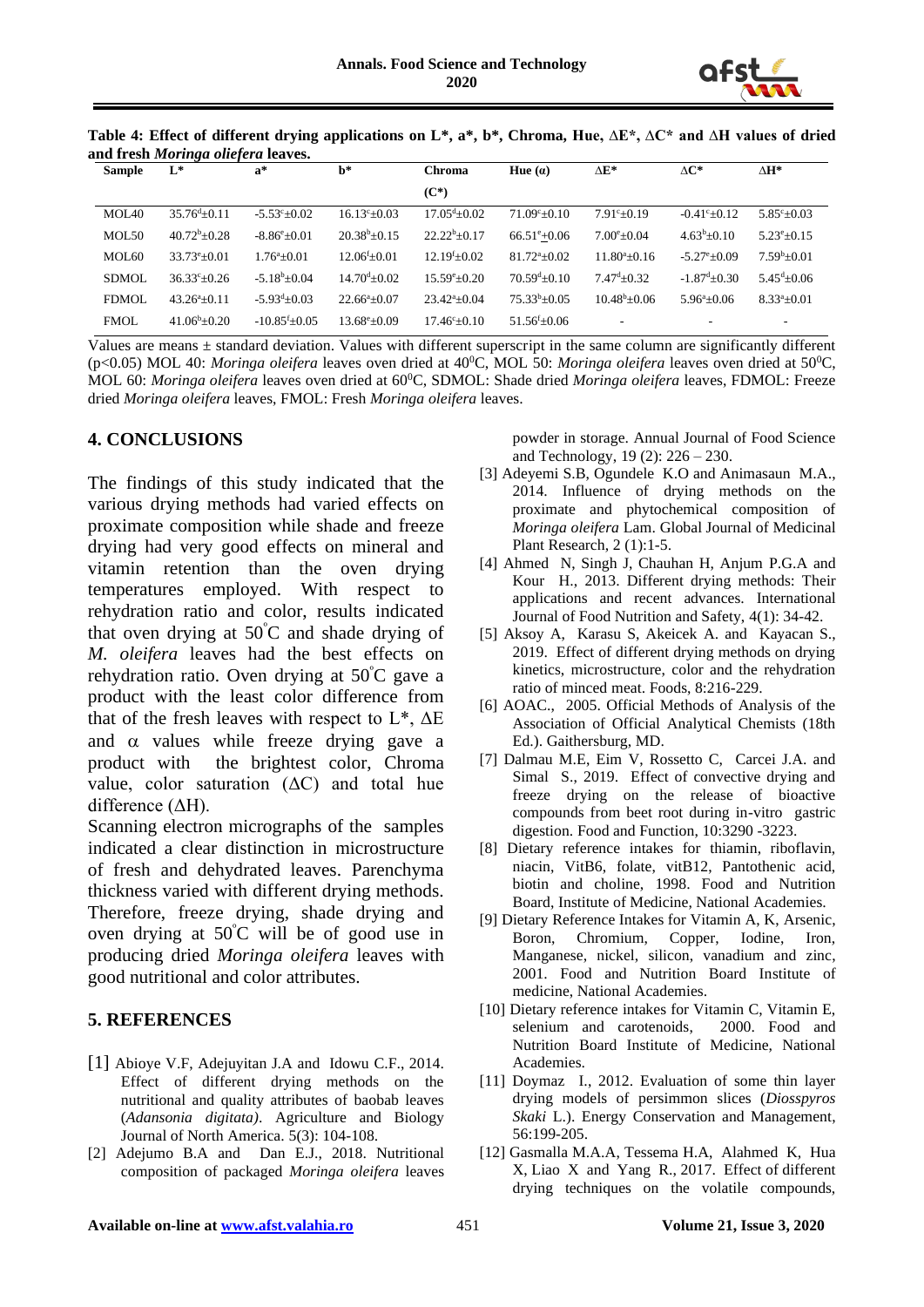**Table 4: Effect of different drying applications on L*, a*, b*, Chroma, Hue, ∆E*, ∆C* and ∆H values of dried and fresh *Moringa oliefera* leaves.**

| Sample | L* | a* | b* | Chroma (C*) | Hue (α) | ∆E* | ∆C* | ∆H* |
|---|---|---|---|---|---|---|---|---|
| MOL40 | $35.76^{d}\pm0.11$ | $-5.53^{c}\pm0.02$ | $16.13^{c}\pm0.03$ | $17.05^{d}\pm0.02$ | $71.09^{c}\pm0.10$ | $7.91^{c}\pm0.19$ | $-0.41^{c}\pm0.12$ | $5.85^{c}\pm0.03$ |
| MOL50 | $40.72^{b}\pm0.28$ | $-8.86^{e}\pm0.01$ | $20.38^{b}\pm0.15$ | $22.22^{b}\pm0.17$ | $66.51^{e}\pm0.06$ | $7.00^{e}\pm0.04$ | $4.63^{b}\pm0.10$ | $5.23^{e}\pm0.15$ |
| MOL60 | $33.73^{e}\pm0.01$ | $1.76^{a}\pm0.01$ | $12.06^{f}\pm0.01$ | $12.19^{f}\pm0.02$ | $81.72^{a}\pm0.02$ | $11.80^{a}\pm0.16$ | $-5.27^{e}\pm0.09$ | $7.59^{b}\pm0.01$ |
| SDMOL | $36.33^{c}\pm0.26$ | $-5.18^{b}\pm0.04$ | $14.70^{d}\pm0.02$ | $15.59^{e}\pm0.20$ | $70.59^{d}\pm0.10$ | $7.47^{d}\pm0.32$ | $-1.87^{d}\pm0.30$ | $5.45^{d}\pm0.06$ |
| FDMOL | $43.26^{a}\pm0.11$ | $-5.93^{d}\pm0.03$ | $22.66^{a}\pm0.07$ | $23.42^{a}\pm0.04$ | $75.33^{b}\pm0.05$ | $10.48^{b}\pm0.06$ | $5.96^{a}\pm0.06$ | $8.33^{a}\pm0.01$ |
| FMOL | $41.06^{b}\pm0.20$ | $-10.85^{f}\pm0.05$ | $13.68^{e}\pm0.09$ | $17.46^{c}\pm0.10$ | $51.56^{f}\pm0.06$ | - | - | - |

Values are means ± standard deviation. Values with different superscript in the same column are significantly different ($p<0.05$) MOL 40: *Moringa oleifera* leaves oven dried at 40°C, MOL 50: *Moringa oleifera* leaves oven dried at 50°C, MOL 60: *Moringa oleifera* leaves oven dried at 60°C, SDMOL: Shade dried *Moringa oleifera* leaves, FDMOL: Freeze dried *Moringa oleifera* leaves, FMOL: Fresh *Moringa oleifera* leaves.

## 4. CONCLUSIONS

The findings of this study indicated that the various drying methods had varied effects on proximate composition while shade and freeze drying had very good effects on mineral and vitamin retention than the oven drying temperatures employed. With respect to rehydration ratio and color, results indicated that oven drying at 50°C and shade drying of *M. oleifera* leaves had the best effects on rehydration ratio. Oven drying at 50°C gave a product with the least color difference from that of the fresh leaves with respect to L*, ∆E and α values while freeze drying gave a product with the brightest color, Chroma value, color saturation (∆C) and total hue difference (∆H).

Scanning electron micrographs of the samples indicated a clear distinction in microstructure of fresh and dehydrated leaves. Parenchyma thickness varied with different drying methods. Therefore, freeze drying, shade drying and oven drying at 50°C will be of good use in producing dried *Moringa oleifera* leaves with good nutritional and color attributes.

## 5. REFERENCES

[1] Abioye V.F, Adejuyitan J.A and Idowu C.F., 2014. Effect of different drying methods on the nutritional and quality attributes of baobab leaves (*Adansonia digitata)*. Agriculture and Biology Journal of North America. 5(3): 104-108.

[2] Adejumo B.A and Dan E.J., 2018. Nutritional composition of packaged *Moringa oleifera* leaves powder in storage. Annual Journal of Food Science and Technology, 19 (2): 226 – 230.

[3] Adeyemi S.B, Ogundele K.O and Animasaun M.A., 2014. Influence of drying methods on the proximate and phytochemical composition of *Moringa oleifera* Lam. Global Journal of Medicinal Plant Research, 2 (1):1-5.

[4] Ahmed N, Singh J, Chauhan H, Anjum P.G.A and Kour H., 2013. Different drying methods: Their applications and recent advances. International Journal of Food Nutrition and Safety, 4(1): 34-42.

[5] Aksoy A, Karasu S, Akeicek A. and Kayacan S., 2019. Effect of different drying methods on drying kinetics, microstructure, color and the rehydration ratio of minced meat. Foods, 8:216-229.

[6] AOAC., 2005. Official Methods of Analysis of the Association of Official Analytical Chemists (18th Ed.). Gaithersburg, MD.

[7] Dalmau M.E, Eim V, Rossetto C, Carcei J.A. and Simal S., 2019. Effect of convective drying and freeze drying on the release of bioactive compounds from beet root during in-vitro gastric digestion. Food and Function, 10:3290 -3223.

[8] Dietary reference intakes for thiamin, riboflavin, niacin, VitB6, folate, vitB12, Pantothenic acid, biotin and choline, 1998. Food and Nutrition Board, Institute of Medicine, National Academies.

[9] Dietary Reference Intakes for Vitamin A, K, Arsenic, Boron, Chromium, Copper, Iodine, Iron, Manganese, nickel, silicon, vanadium and zinc, 2001. Food and Nutrition Board Institute of medicine, National Academies.

[10] Dietary reference intakes for Vitamin C, Vitamin E, selenium and carotenoids, 2000. Food and Nutrition Board Institute of Medicine, National Academies.

[11] Doymaz I., 2012. Evaluation of some thin layer drying models of persimmon slices (*Diosspyros Skaki* L.). Energy Conservation and Management, 56:199-205.

[12] Gasmalla M.A.A, Tessema H.A, Alahmed K, Hua X, Liao X and Yang R., 2017. Effect of different drying techniques on the volatile compounds,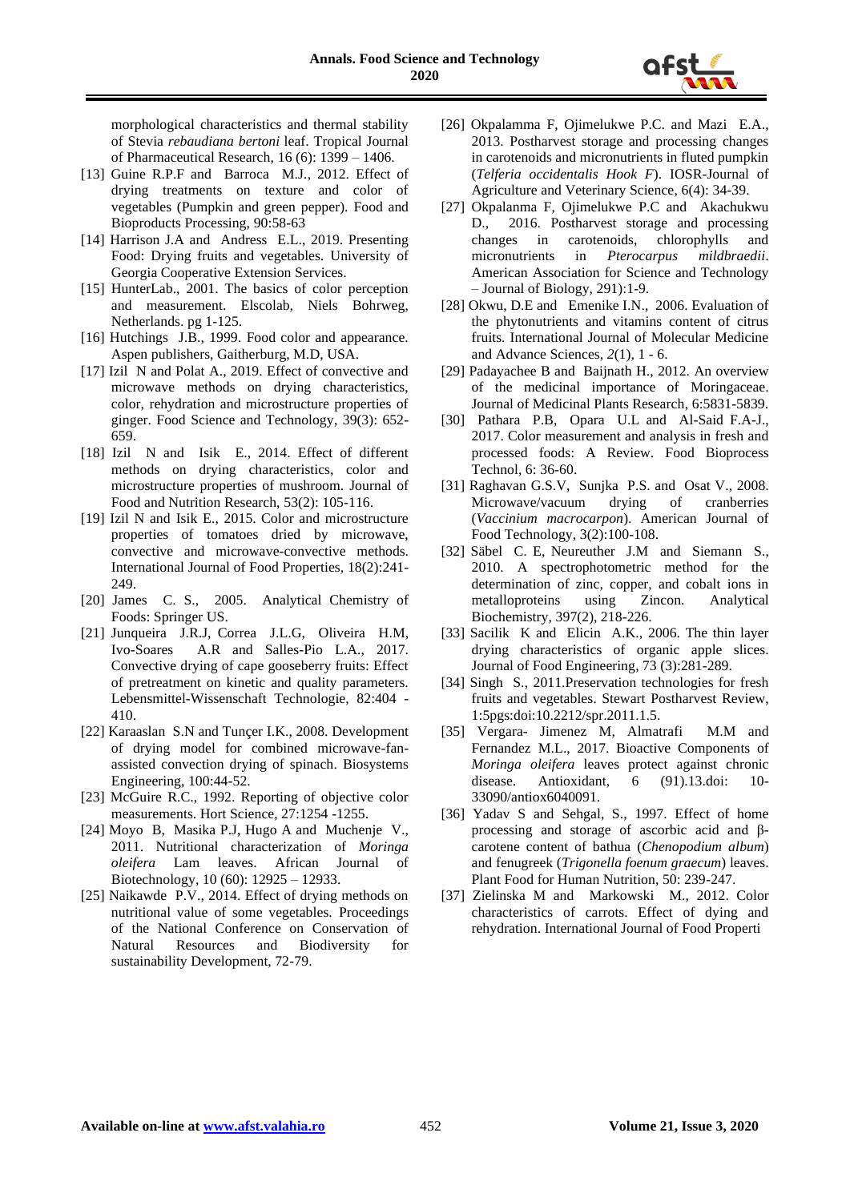morphological characteristics and thermal stability of Stevia *rebaudiana bertoni* leaf. Tropical Journal of Pharmaceutical Research, 16 (6): 1399 – 1406.

[13] Guine R.P.F and Barroca M.J., 2012. Effect of drying treatments on texture and color of vegetables (Pumpkin and green pepper). Food and Bioproducts Processing, 90:58-63

[14] Harrison J.A and Andress E.L., 2019. Presenting Food: Drying fruits and vegetables. University of Georgia Cooperative Extension Services.

[15] HunterLab., 2001. The basics of color perception and measurement. Elscolab, Niels Bohrweg, Netherlands. pg 1-125.

[16] Hutchings J.B., 1999. Food color and appearance. Aspen publishers, Gaitherburg, M.D, USA.

[17] Izil N and Polat A., 2019. Effect of convective and microwave methods on drying characteristics, color, rehydration and microstructure properties of ginger. Food Science and Technology, 39(3): 652-659.

[18] Izil N and Isik E., 2014. Effect of different methods on drying characteristics, color and microstructure properties of mushroom. Journal of Food and Nutrition Research, 53(2): 105-116.

[19] Izil N and Isik E., 2015. Color and microstructure properties of tomatoes dried by microwave, convective and microwave-convective methods. International Journal of Food Properties, 18(2):241-249.

[20] James C. S., 2005. Analytical Chemistry of Foods: Springer US.

[21] Junqueira J.R.J, Correa J.L.G, Oliveira H.M, Ivo-Soares A.R and Salles-Pio L.A., 2017. Convective drying of cape gooseberry fruits: Effect of pretreatment on kinetic and quality parameters. Lebensmittel-Wissenschaft Technologie, 82:404 - 410.

[22] Karaaslan S.N and Tunçer I.K., 2008. Development of drying model for combined microwave-fan-assisted convection drying of spinach. Biosystems Engineering, 100:44-52.

[23] McGuire R.C., 1992. Reporting of objective color measurements. Hort Science, 27:1254 -1255.

[24] Moyo B, Masika P.J, Hugo A and Muchenje V., 2011. Nutritional characterization of *Moringa oleifera* Lam leaves. African Journal of Biotechnology, 10 (60): 12925 – 12933.

[25] Naikawde P.V., 2014. Effect of drying methods on nutritional value of some vegetables. Proceedings of the National Conference on Conservation of Natural Resources and Biodiversity for sustainability Development, 72-79.

[26] Okpalamma F, Ojimelukwe P.C. and Mazi E.A., 2013. Postharvest storage and processing changes in carotenoids and micronutrients in fluted pumpkin (*Telferia occidentalis Hook F*). IOSR-Journal of Agriculture and Veterinary Science, 6(4): 34-39.

[27] Okpalanma F, Ojimelukwe P.C and Akachukwu D., 2016. Postharvest storage and processing changes in carotenoids, chlorophylls and micronutrients in *Pterocarpus mildbraedii*. American Association for Science and Technology – Journal of Biology, 291):1-9.

[28] Okwu, D.E and Emenike I.N., 2006. Evaluation of the phytonutrients and vitamins content of citrus fruits. International Journal of Molecular Medicine and Advance Sciences, *2*(1), 1 - 6.

[29] Padayachee B and Baijnath H., 2012. An overview of the medicinal importance of Moringaceae. Journal of Medicinal Plants Research, 6:5831-5839.

[30] Pathara P.B, Opara U.L and Al-Said F.A-J., 2017. Color measurement and analysis in fresh and processed foods: A Review. Food Bioprocess Technol, 6: 36-60.

[31] Raghavan G.S.V, Sunjka P.S. and Osat V., 2008. Microwave/vacuum drying of cranberries (*Vaccinium macrocarpon*). American Journal of Food Technology, 3(2):100-108.

[32] Säbel C. E, Neureuther J.M and Siemann S., 2010. A spectrophotometric method for the determination of zinc, copper, and cobalt ions in metalloproteins using Zincon. Analytical Biochemistry, 397(2), 218-226.

[33] Sacilik K and Elicin A.K., 2006. The thin layer drying characteristics of organic apple slices. Journal of Food Engineering, 73 (3):281-289.

[34] Singh S., 2011.Preservation technologies for fresh fruits and vegetables. Stewart Postharvest Review, 1:5pgs:doi:10.2212/spr.2011.1.5.

[35] Vergara- Jimenez M, Almatrafi M.M and Fernandez M.L., 2017. Bioactive Components of *Moringa oleifera* leaves protect against chronic disease. Antioxidant, 6 (91).13.doi: 10-33090/antiox6040091.

[36] Yadav S and Sehgal, S., 1997. Effect of home processing and storage of ascorbic acid and β-carotene content of bathua (*Chenopodium album*) and fenugreek (*Trigonella foenum graecum*) leaves. Plant Food for Human Nutrition, 50: 239-247.

[37] Zielinska M and Markowski M., 2012. Color characteristics of carrots. Effect of dying and rehydration. International Journal of Food Properti